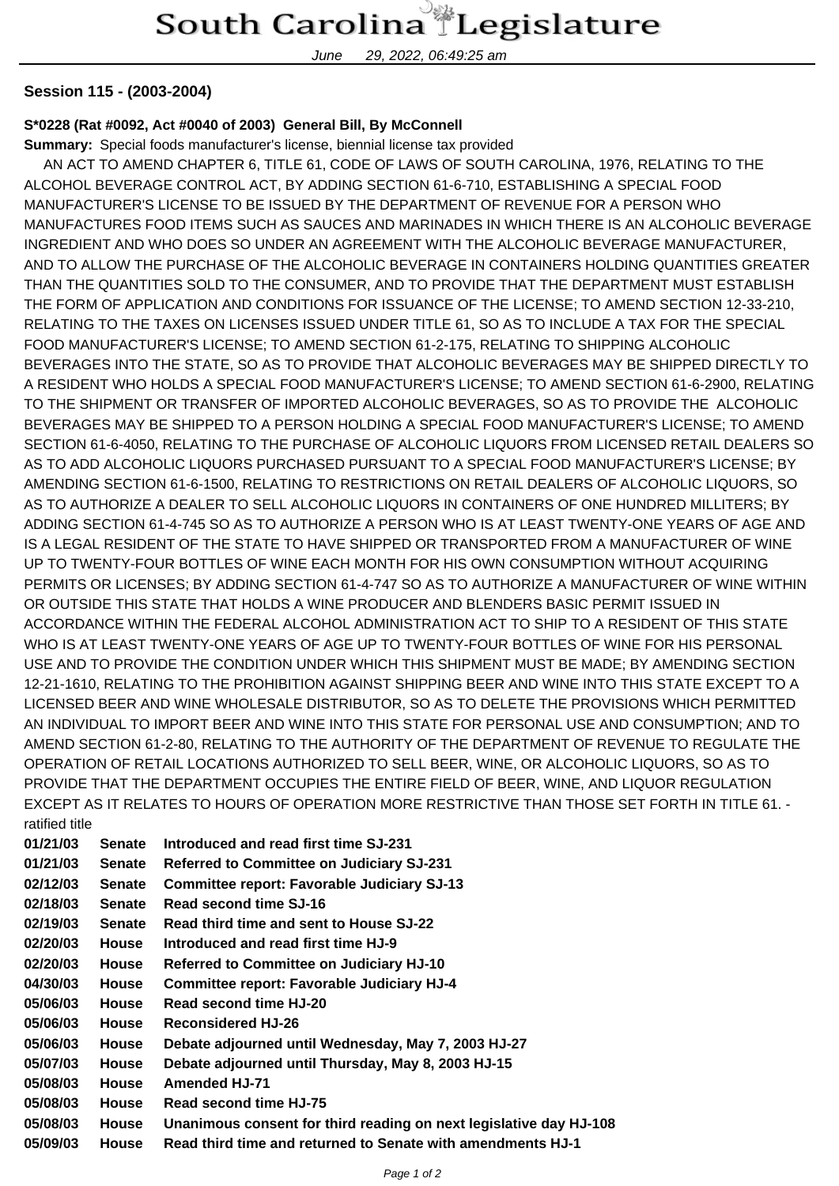# South Carolina Legislature

June 29, 2022, 06:49:25 am

**Session 115 - (2003-2004)**

**S\*0228 (Rat #0092, Act #0040 of 2003) General Bill, By McConnell**

**Summary:** Special foods manufacturer's license, biennial license tax provided

AN ACT TO AMEND CHAPTER 6, TITLE 61, CODE OF LAWS OF SOUTH CAROLINA, 1976, RELATING TO THE ALCOHOL BEVERAGE CONTROL ACT, BY ADDING SECTION 61-6-710, ESTABLISHING A SPECIAL FOOD MANUFACTURER'S LICENSE TO BE ISSUED BY THE DEPARTMENT OF REVENUE FOR A PERSON WHO MANUFACTURES FOOD ITEMS SUCH AS SAUCES AND MARINADES IN WHICH THERE IS AN ALCOHOLIC BEVERAGE INGREDIENT AND WHO DOES SO UNDER AN AGREEMENT WITH THE ALCOHOLIC BEVERAGE MANUFACTURER, AND TO ALLOW THE PURCHASE OF THE ALCOHOLIC BEVERAGE IN CONTAINERS HOLDING QUANTITIES GREATER THAN THE QUANTITIES SOLD TO THE CONSUMER, AND TO PROVIDE THAT THE DEPARTMENT MUST ESTABLISH THE FORM OF APPLICATION AND CONDITIONS FOR ISSUANCE OF THE LICENSE; TO AMEND SECTION 12-33-210, RELATING TO THE TAXES ON LICENSES ISSUED UNDER TITLE 61, SO AS TO INCLUDE A TAX FOR THE SPECIAL FOOD MANUFACTURER'S LICENSE; TO AMEND SECTION 61-2-175, RELATING TO SHIPPING ALCOHOLIC BEVERAGES INTO THE STATE, SO AS TO PROVIDE THAT ALCOHOLIC BEVERAGES MAY BE SHIPPED DIRECTLY TO A RESIDENT WHO HOLDS A SPECIAL FOOD MANUFACTURER'S LICENSE; TO AMEND SECTION 61-6-2900, RELATING TO THE SHIPMENT OR TRANSFER OF IMPORTED ALCOHOLIC BEVERAGES, SO AS TO PROVIDE THE ALCOHOLIC BEVERAGES MAY BE SHIPPED TO A PERSON HOLDING A SPECIAL FOOD MANUFACTURER'S LICENSE; TO AMEND SECTION 61-6-4050, RELATING TO THE PURCHASE OF ALCOHOLIC LIQUORS FROM LICENSED RETAIL DEALERS SO AS TO ADD ALCOHOLIC LIQUORS PURCHASED PURSUANT TO A SPECIAL FOOD MANUFACTURER'S LICENSE; BY AMENDING SECTION 61-6-1500, RELATING TO RESTRICTIONS ON RETAIL DEALERS OF ALCOHOLIC LIQUORS, SO AS TO AUTHORIZE A DEALER TO SELL ALCOHOLIC LIQUORS IN CONTAINERS OF ONE HUNDRED MILLITERS; BY ADDING SECTION 61-4-745 SO AS TO AUTHORIZE A PERSON WHO IS AT LEAST TWENTY-ONE YEARS OF AGE AND IS A LEGAL RESIDENT OF THE STATE TO HAVE SHIPPED OR TRANSPORTED FROM A MANUFACTURER OF WINE UP TO TWENTY-FOUR BOTTLES OF WINE EACH MONTH FOR HIS OWN CONSUMPTION WITHOUT ACQUIRING PERMITS OR LICENSES; BY ADDING SECTION 61-4-747 SO AS TO AUTHORIZE A MANUFACTURER OF WINE WITHIN OR OUTSIDE THIS STATE THAT HOLDS A WINE PRODUCER AND BLENDERS BASIC PERMIT ISSUED IN ACCORDANCE WITHIN THE FEDERAL ALCOHOL ADMINISTRATION ACT TO SHIP TO A RESIDENT OF THIS STATE WHO IS AT LEAST TWENTY-ONE YEARS OF AGE UP TO TWENTY-FOUR BOTTLES OF WINE FOR HIS PERSONAL USE AND TO PROVIDE THE CONDITION UNDER WHICH THIS SHIPMENT MUST BE MADE; BY AMENDING SECTION 12-21-1610, RELATING TO THE PROHIBITION AGAINST SHIPPING BEER AND WINE INTO THIS STATE EXCEPT TO A LICENSED BEER AND WINE WHOLESALE DISTRIBUTOR, SO AS TO DELETE THE PROVISIONS WHICH PERMITTED AN INDIVIDUAL TO IMPORT BEER AND WINE INTO THIS STATE FOR PERSONAL USE AND CONSUMPTION; AND TO AMEND SECTION 61-2-80, RELATING TO THE AUTHORITY OF THE DEPARTMENT OF REVENUE TO REGULATE THE OPERATION OF RETAIL LOCATIONS AUTHORIZED TO SELL BEER, WINE, OR ALCOHOLIC LIQUORS, SO AS TO PROVIDE THAT THE DEPARTMENT OCCUPIES THE ENTIRE FIELD OF BEER, WINE, AND LIQUOR REGULATION EXCEPT AS IT RELATES TO HOURS OF OPERATION MORE RESTRICTIVE THAN THOSE SET FORTH IN TITLE 61. - ratified title

| | | |
|---|---|---|
| **01/21/03** | **Senate** | **Introduced and read first time SJ-231** |
| **01/21/03** | **Senate** | **Referred to Committee on Judiciary SJ-231** |
| **02/12/03** | **Senate** | **Committee report: Favorable Judiciary SJ-13** |
| **02/18/03** | **Senate** | **Read second time SJ-16** |
| **02/19/03** | **Senate** | **Read third time and sent to House SJ-22** |
| **02/20/03** | **House** | **Introduced and read first time HJ-9** |
| **02/20/03** | **House** | **Referred to Committee on Judiciary HJ-10** |
| **04/30/03** | **House** | **Committee report: Favorable Judiciary HJ-4** |
| **05/06/03** | **House** | **Read second time HJ-20** |
| **05/06/03** | **House** | **Reconsidered HJ-26** |
| **05/06/03** | **House** | **Debate adjourned until Wednesday, May 7, 2003 HJ-27** |
| **05/07/03** | **House** | **Debate adjourned until Thursday, May 8, 2003 HJ-15** |
| **05/08/03** | **House** | **Amended HJ-71** |
| **05/08/03** | **House** | **Read second time HJ-75** |
| **05/08/03** | **House** | **Unanimous consent for third reading on next legislative day HJ-108** |
| **05/09/03** | **House** | **Read third time and returned to Senate with amendments HJ-1** |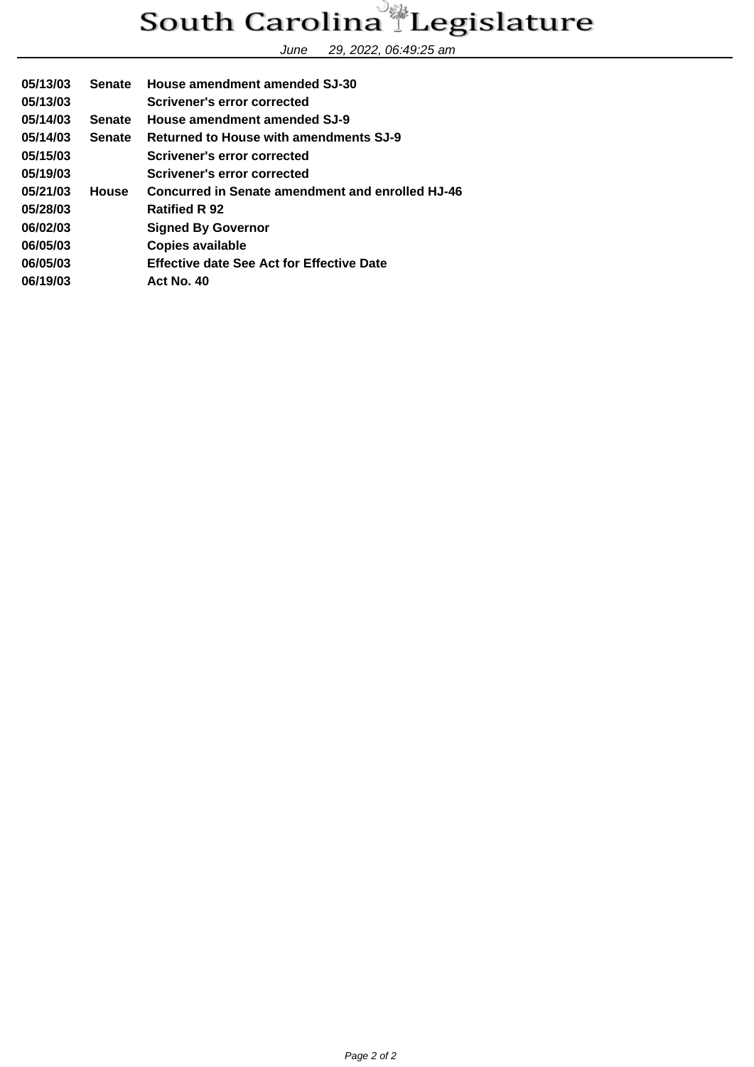| | | |
|---|---|---|
| 05/13/03 | Senate | House amendment amended SJ-30 |
| 05/13/03 | | Scrivener's error corrected |
| 05/14/03 | Senate | House amendment amended SJ-9 |
| 05/14/03 | Senate | Returned to House with amendments SJ-9 |
| 05/15/03 | | Scrivener's error corrected |
| 05/19/03 | | Scrivener's error corrected |
| 05/21/03 | House | Concurred in Senate amendment and enrolled HJ-46 |
| 05/28/03 | | Ratified R 92 |
| 06/02/03 | | Signed By Governor |
| 06/05/03 | | Copies available |
| 06/05/03 | | Effective date See Act for Effective Date |
| 06/19/03 | | Act No. 40 |